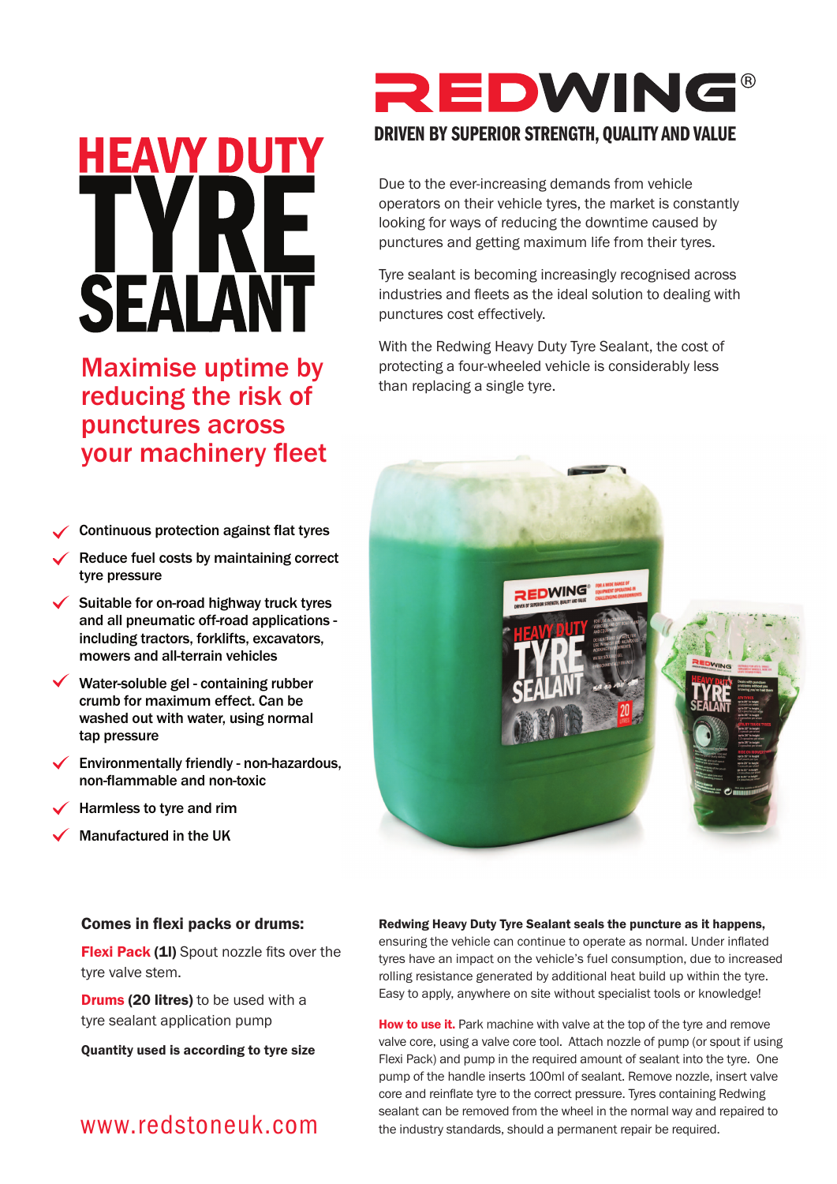# HEAVY DUTY TYRE SEALANT

## Maximise uptime by reducing the risk of punctures across your machinery fleet

- Continuous protection against flat tyres
- Reduce fuel costs by maintaining correct tyre pressure
- Suitable for on-road highway truck tyres and all pneumatic off-road applications - including tractors, forklifts, excavators, mowers and all-terrain vehicles
- Water-soluble gel - containing rubber crumb for maximum effect. Can be washed out with water, using normal tap pressure
- Environmentally friendly - non-hazardous, non-flammable and non-toxic
- Harmless to tyre and rim
- Manufactured in the UK

# REDWING®

### DRIVEN BY SUPERIOR STRENGTH, QUALITY AND VALUE

Due to the ever-increasing demands from vehicle operators on their vehicle tyres, the market is constantly looking for ways of reducing the downtime caused by punctures and getting maximum life from their tyres.

Tyre sealant is becoming increasingly recognised across industries and fleets as the ideal solution to dealing with punctures cost effectively.

With the Redwing Heavy Duty Tyre Sealant, the cost of protecting a four-wheeled vehicle is considerably less than replacing a single tyre.

### Comes in flexi packs or drums:

**Flexi Pack (1l)** Spout nozzle fits over the tyre valve stem.

**Drums (20 litres)** to be used with a tyre sealant application pump

**Quantity used is according to tyre size**

www.redstoneuk.com

**Redwing Heavy Duty Tyre Sealant seals the puncture as it happens,** ensuring the vehicle can continue to operate as normal. Under inflated tyres have an impact on the vehicle's fuel consumption, due to increased rolling resistance generated by additional heat build up within the tyre. Easy to apply, anywhere on site without specialist tools or knowledge!

**How to use it.** Park machine with valve at the top of the tyre and remove valve core, using a valve core tool. Attach nozzle of pump (or spout if using Flexi Pack) and pump in the required amount of sealant into the tyre. One pump of the handle inserts 100ml of sealant. Remove nozzle, insert valve core and reinflate tyre to the correct pressure. Tyres containing Redwing sealant can be removed from the wheel in the normal way and repaired to the industry standards, should a permanent repair be required.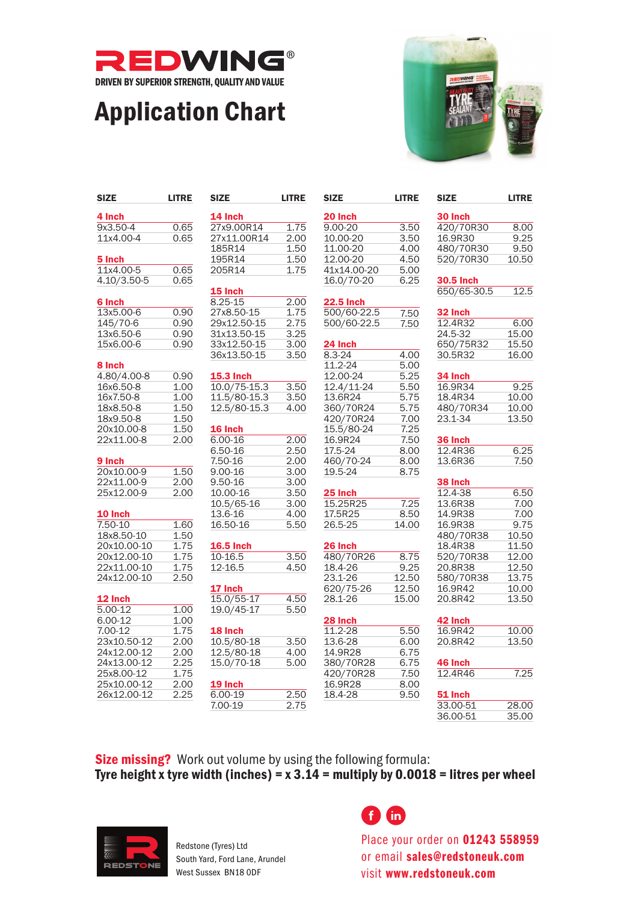# REDWING®

DRIVEN BY SUPERIOR STRENGTH, QUALITY AND VALUE

## Application Chart

| SIZE | LITRE |
|---|---|
| **4 Inch** | |
| 9x3.50-4 | 0.65 |
| 11x4.00-4 | 0.65 |
| **5 Inch** | |
| 11x4.00-5 | 0.65 |
| 4.10/3.50-5 | 0.65 |
| **6 Inch** | |
| 13x5.00-6 | 0.90 |
| 145/70-6 | 0.90 |
| 13x6.50-6 | 0.90 |
| 15x6.00-6 | 0.90 |
| **8 Inch** | |
| 4.80/4.00-8 | 0.90 |
| 16x6.50-8 | 1.00 |
| 16x7.50-8 | 1.00 |
| 18x8.50-8 | 1.50 |
| 18x9.50-8 | 1.50 |
| 20x10.00-8 | 1.50 |
| 22x11.00-8 | 2.00 |
| **9 Inch** | |
| 20x10.00-9 | 1.50 |
| 22x11.00-9 | 2.00 |
| 25x12.00-9 | 2.00 |
| **10 Inch** | |
| 7.50-10 | 1.60 |
| 18x8.50-10 | 1.50 |
| 20x10.00-10 | 1.75 |
| 20x12.00-10 | 1.75 |
| 22x11.00-10 | 1.75 |
| 24x12.00-10 | 2.50 |
| **12 Inch** | |
| 5.00-12 | 1.00 |
| 6.00-12 | 1.00 |
| 7.00-12 | 1.75 |
| 23x10.50-12 | 2.00 |
| 24x12.00-12 | 2.00 |
| 24x13.00-12 | 2.25 |
| 25x8.00-12 | 1.75 |
| 25x10.00-12 | 2.00 |
| 26x12.00-12 | 2.25 |

| SIZE | LITRE |
|---|---|
| **14 Inch** | |
| 27x9.00R14 | 1.75 |
| 27x11.00R14 | 2.00 |
| 185R14 | 1.50 |
| 195R14 | 1.50 |
| 205R14 | 1.75 |
| **15 Inch** | |
| 8.25-15 | 2.00 |
| 27x8.50-15 | 1.75 |
| 29x12.50-15 | 2.75 |
| 31x13.50-15 | 3.25 |
| 33x12.50-15 | 3.00 |
| 36x13.50-15 | 3.50 |
| **15.3 Inch** | |
| 10.0/75-15.3 | 3.50 |
| 11.5/80-15.3 | 3.50 |
| 12.5/80-15.3 | 4.00 |
| **16 Inch** | |
| 6.00-16 | 2.00 |
| 6.50-16 | 2.50 |
| 7.50-16 | 2.00 |
| 9.00-16 | 3.00 |
| 9.50-16 | 3.00 |
| 10.00-16 | 3.50 |
| 10.5/65-16 | 3.00 |
| 13.6-16 | 4.00 |
| 16.50-16 | 5.50 |
| **16.5 Inch** | |
| 10-16.5 | 3.50 |
| 12-16.5 | 4.50 |
| **17 Inch** | |
| 15.0/55-17 | 4.50 |
| 19.0/45-17 | 5.50 |
| **18 Inch** | |
| 10.5/80-18 | 3.50 |
| 12.5/80-18 | 4.00 |
| 15.0/70-18 | 5.00 |
| **19 Inch** | |
| 6.00-19 | 2.50 |
| 7.00-19 | 2.75 |

| SIZE | LITRE |
|---|---|
| **20 Inch** | |
| 9.00-20 | 3.50 |
| 10.00-20 | 3.50 |
| 11.00-20 | 4.00 |
| 12.00-20 | 4.50 |
| 41x14.00-20 | 5.00 |
| 16.0/70-20 | 6.25 |
| **22.5 Inch** | |
| 500/60-22.5 | 7.50 |
| 500/60-22.5 | 7.50 |
| **24 Inch** | |
| 8.3-24 | 4.00 |
| 11.2-24 | 5.00 |
| 12.00-24 | 5.25 |
| 12.4/11-24 | 5.50 |
| 13.6R24 | 5.75 |
| 360/70R24 | 5.75 |
| 420/70R24 | 7.00 |
| 15.5/80-24 | 7.25 |
| 16.9R24 | 7.50 |
| 17.5-24 | 8.00 |
| 460/70-24 | 8.00 |
| 19.5-24 | 8.75 |
| **25 Inch** | |
| 15.25R25 | 7.25 |
| 17.5R25 | 8.50 |
| 26.5-25 | 14.00 |
| **26 Inch** | |
| 480/70R26 | 8.75 |
| 18.4-26 | 9.25 |
| 23.1-26 | 12.50 |
| 620/75-26 | 12.50 |
| 28.1-26 | 15.00 |
| **28 Inch** | |
| 11.2-28 | 5.50 |
| 13.6-28 | 6.00 |
| 14.9R28 | 6.75 |
| 380/70R28 | 6.75 |
| 420/70R28 | 7.50 |
| 16.9R28 | 8.00 |
| 18.4-28 | 9.50 |

| SIZE | LITRE |
|---|---|
| **30 Inch** | |
| 420/70R30 | 8.00 |
| 16.9R30 | 9.25 |
| 480/70R30 | 9.50 |
| 520/70R30 | 10.50 |
| **30.5 Inch** | |
| 650/65-30.5 | 12.5 |
| **32 Inch** | |
| 12.4R32 | 6.00 |
| 24.5-32 | 15.00 |
| 650/75R32 | 15.50 |
| 30.5R32 | 16.00 |
| **34 Inch** | |
| 16.9R34 | 9.25 |
| 18.4R34 | 10.00 |
| 480/70R34 | 10.00 |
| 23.1-34 | 13.50 |
| **36 Inch** | |
| 12.4R36 | 6.25 |
| 13.6R36 | 7.50 |
| **38 Inch** | |
| 12.4-38 | 6.50 |
| 13.6R38 | 7.00 |
| 14.9R38 | 7.00 |
| 16.9R38 | 9.75 |
| 480/70R38 | 10.50 |
| 18.4R38 | 11.50 |
| 520/70R38 | 12.00 |
| 20.8R38 | 12.50 |
| 580/70R38 | 13.75 |
| 16.9R42 | 10.00 |
| 20.8R42 | 13.50 |
| **42 Inch** | |
| 16.9R42 | 10.00 |
| 20.8R42 | 13.50 |
| **46 Inch** | |
| 12.4R46 | 7.25 |
| **51 Inch** | |
| 33.00-51 | 28.00 |
| 36.00-51 | 35.00 |

**Size missing?** Work out volume by using the following formula:
**Tyre height x tyre width (inches) = x 3.14 = multiply by 0.0018 = litres per wheel**

Redstone (Tyres) Ltd
South Yard, Ford Lane, Arundel
West Sussex BN18 0DF

Place your order on **01243 558959**
or email **sales@redstoneuk.com**
visit **www.redstoneuk.com**